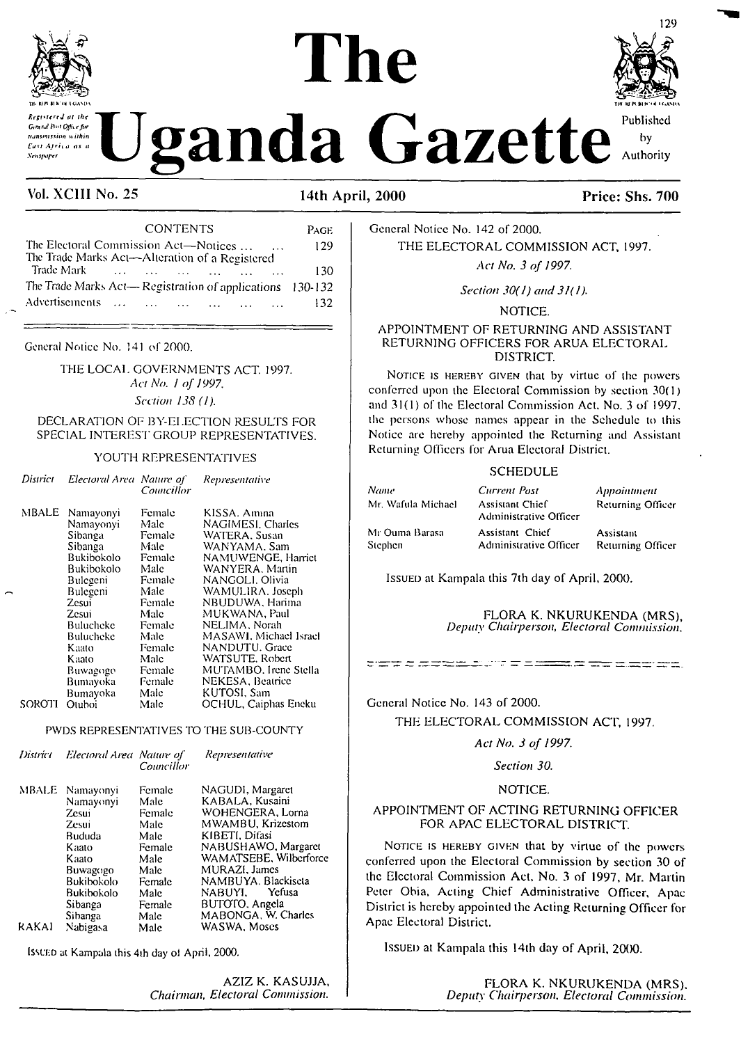# The Uganda Gazette

Registered at the General Post Office for transmission within East Africa as a Newspaper

Published by Authority

**Vol. XCIII No. 25** **14th April, 2000** **Price: Shs. 700**

| CONTENTS | PAGE |
|---|---|
| The Electoral Commission Act—Notices ... ... | 129 |
| The Trade Marks Act—Alteration of a Registered Trade Mark ... ... ... ... ... ... | 130 |
| The Trade Marks Act—Registration of applications | 130-132 |
| Advertisements ... ... ... ... ... ... | 132 |

General Notice No. 141 of 2000.

THE LOCAL GOVERNMENTS ACT, 1997.

*Act No. 1 of 1997.*

*Section 138 (1).*

DECLARATION OF BY-ELECTION RESULTS FOR SPECIAL INTEREST GROUP REPRESENTATIVES.

YOUTH REPRESENTATIVES

| *District* | *Electoral Area* | *Nature of Councillor* | *Representative* |
|---|---|---|---|
| MBALE | Namayonyi | Female | KISSA, Amina |
| | Namayonyi | Male | NAGIMESI, Charles |
| | Sibanga | Female | WATERA, Susan |
| | Sibanga | Male | WANYAMA, Sam |
| | Bukibokolo | Female | NAMUWENGE, Harriet |
| | Bukibokolo | Male | WANYERA, Martin |
| | Bulegeni | Female | NANGOLI, Olivia |
| | Bulegeni | Male | WAMULIRA, Joseph |
| | Zesui | Female | NBUDUWA, Harima |
| | Zesui | Male | MUKWANA, Paul |
| | Buluchcke | Female | NELIMA, Norah |
| | Buluchcke | Male | MASAWI, Michael Israel |
| | Kaato | Female | NANDUTU, Grace |
| | Kaato | Male | WATSUTE, Robert |
| | Buwagogo | Female | MUTAMBO, Irene Stella |
| | Bumayoka | Female | NEKESA, Beatrice |
| | Bumayoka | Male | KUTOSI, Sam |
| SOROTI | Otuboi | Male | OCHUL, Caiphas Eneku |

PWDS REPRESENTATIVES TO THE SUB-COUNTY

| *District* | *Electoral Area* | *Nature of Councillor* | *Representative* |
|---|---|---|---|
| MBALE | Namayonyi | Female | NAGUDI, Margaret |
| | Namayonyi | Male | KABALA, Kusaini |
| | Zesui | Female | WOHENGERA, Lorna |
| | Zesui | Male | MWAMBU, Krizestom |
| | Bududa | Male | KIBETI, Difasi |
| | Kaato | Female | NABUSHAWO, Margaret |
| | Kaato | Male | WAMATSEBE, Wilberforce |
| | Buwagogo | Male | MURAZI, James |
| | Bukibokolo | Female | NAMBUYA, Blackiseta |
| | Bukibokolo | Male | NABUYI, Yefusa |
| | Sibanga | Female | BUTOTO, Angela |
| | Sibanga | Male | MABONGA, W. Charles |
| RAKAI | Nabigasa | Male | WASWA, Moses |

ISSUED at Kampala this 4th day of April, 2000.

AZIZ K. KASUJJA,
*Chairman, Electoral Commission.*

---

General Notice No. 142 of 2000.

THE ELECTORAL COMMISSION ACT, 1997.

*Act No. 3 of 1997.*

*Section 30(1) and 31(1).*

NOTICE.

APPOINTMENT OF RETURNING AND ASSISTANT RETURNING OFFICERS FOR ARUA ELECTORAL DISTRICT.

NOTICE IS HEREBY GIVEN that by virtue of the powers conferred upon the Electoral Commission by section 30(1) and 31(1) of the Electoral Commission Act, No. 3 of 1997, the persons whose names appear in the Schedule to this Notice are hereby appointed the Returning and Assistant Returning Officers for Arua Electoral District.

SCHEDULE

| *Name* | *Current Post* | *Appointment* |
|---|---|---|
| Mr. Wafula Michael | Assistant Chief Administrative Officer | Returning Officer |
| Mr Ouma Barasa Stephen | Assistant Chief Administrative Officer | Assistant Returning Officer |

ISSUED at Kampala this 7th day of April, 2000.

FLORA K. NKURUKENDA (MRS),
*Deputy Chairperson, Electoral Commission.*

---

General Notice No. 143 of 2000.

THE ELECTORAL COMMISSION ACT, 1997.

*Act No. 3 of 1997.*

*Section 30.*

NOTICE.

APPOINTMENT OF ACTING RETURNING OFFICER FOR APAC ELECTORAL DISTRICT.

NOTICE IS HEREBY GIVEN that by virtue of the powers conferred upon the Electoral Commission by section 30 of the Electoral Commission Act, No. 3 of 1997, Mr. Martin Peter Obia, Acting Chief Administrative Officer, Apac District is hereby appointed the Acting Returning Officer for Apac Electoral District.

ISSUED at Kampala this 14th day of April, 2000.

FLORA K. NKURUKENDA (MRS),
*Deputy Chairperson, Electoral Commission.*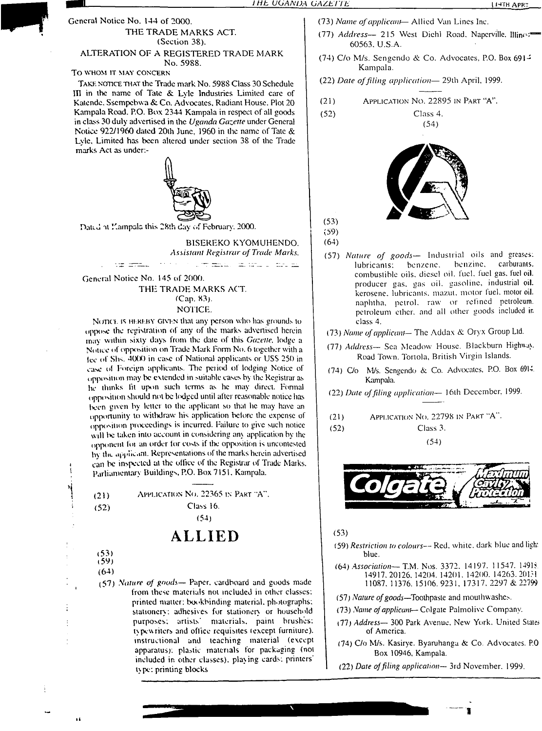General Notice No. 144 of 2000.

THE TRADE MARKS ACT.

(Section 38).

ALTERATION OF A REGISTERED TRADE MARK No. 5988.

TO WHOM IT MAY CONCERN

TAKE NOTICE THAT the Trade mark No. 5988 Class 30 Schedule III in the name of Tate & Lyle Industries Limited care of Katende, Ssempebwa & Co. Advocates, Radiant House, Plot 20 Kampala Road, P.O. Box 2344 Kampala in respect of all goods in class 30 duly advertised in the *Uganda Gazette* under General Notice 922/1960 dated 20th June, 1960 in the name of Tate & Lyle, Limited has been altered under section 38 of the Trade marks Act as under:-

Dated at Kampala this 28th day of February, 2000.

BISEREKO KYOMUHENDO,
*Assistant Registrar of Trade Marks.*

---

General Notice No. 145 of 2000.

THE TRADE MARKS ACT.

(Cap. 83).

NOTICE.

NOTICE IS HEREBY GIVEN that any person who has grounds to oppose the registration of any of the marks advertised herein may within sixty days from the date of this *Gazette*, lodge a Notice of opposition on Trade Mark Form No. 6 together with a fee of Shs. 4000 in case of National applicants or US$ 250 in case of Foreign applicants. The period of lodging Notice of opposition may be extended in suitable cases by the Registrar as he thinks fit upon such terms as he may direct. Formal opposition should not be lodged until after reasonable notice has been given by letter to the applicant so that he may have an opportunity to withdraw his application before the expense of opposition proceedings is incurred. Failure to give such notice will be taken into account in considering any application by the opponent for an order for costs if the opposition is uncontested by the applicant. Representations of the marks herein advertised can be inspected at the office of the Registrar of Trade Marks, Parliamentary Buildings, P.O. Box 7151, Kampala.

(21) APPLICATION NO. 22365 IN PART "A".

(52) Class 16.

(54)

**ALLIED**

(53)

(59)

(64)

(57) *Nature of goods*— Paper, cardboard and goods made from these materials not included in other classes; printed matter; bookbinding material, photographs; stationery; adhesives for stationery or household purposes; artists' materials, paint brushes; typewriters and office requisites (except furniture), instructional and teaching material (except apparatus); plastic materials for packaging (not included in other classes), playing cards; printers' type; printing blocks

(73) *Name of applicant*— Allied Van Lines Inc.

(77) *Address*— 215 West Diehl Road, Naperville, Illinois 60563, U.S.A.

(74) C/o M/s. Sengendo & Co. Advocates, P.O. Box 6914 Kampala.

(22) *Date of filing application*— 29th April, 1999.

---

(21) APPLICATION NO. 22895 IN PART "A".

(52) Class 4.

(54)

(53)

(59)

(64)

(57) *Nature of goods*— Industrial oils and greases; lubricants; benzene, benzine, carburants, combustible oils, diesel oil, fuel, fuel gas, fuel oil, producer gas, gas oil, gasoline, industrial oil, kerosene, lubricants, mazut, motor fuel, motor oil, naphtha, petrol, raw or refined petroleum, petroleum ether, and all other goods included in class 4.

(73) *Name of applicant*— The Addax & Oryx Group Ltd.

(77) *Address*— Sea Meadow House, Blackburn Highway, Road Town, Tortola, British Virgin Islands.

(74) C/o M/s. Sengendo & Co. Advocates, P.O. Box 6914 Kampala.

(22) *Date of filing application*— 16th December, 1999.

---

(21) APPLICATION NO. 22798 IN PART "A".

(52) Class 3.

(54)

(53)

(59) *Restriction to colours*— Red, white, dark blue and light blue.

(64) *Association*— T.M. Nos. 3372, 14197, 11547, 14918, 14917, 20126, 14204, 14201, 14200, 14263, 20131, 11087, 11376, 15106, 9231, 17317, 2297 & 22799

(57) *Nature of goods*—Toothpaste and mouthwashes.

(73) *Name of applicant*— Colgate Palmolive Company.

(77) *Address*— 300 Park Avenue, New York, United States of America.

(74) C/o M/s. Kasirye, Byaruhanga & Co. Advocates, P.O Box 10946, Kampala.

(22) *Date of filing application*— 3rd November, 1999.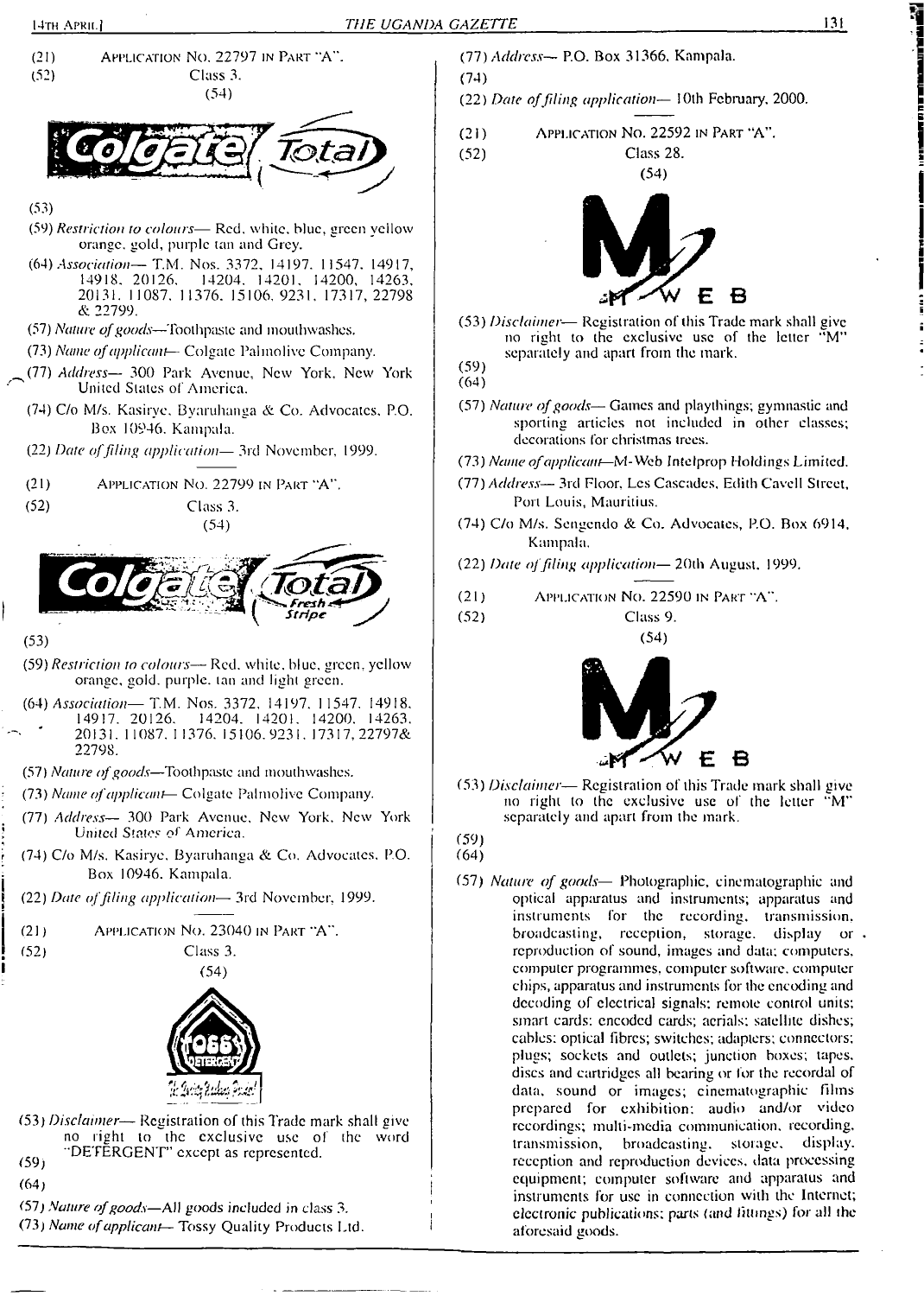(21) APPLICATION NO. 22797 IN PART "A".

(52) Class 3.

(54)

(53)

(59) *Restriction to colours*— Red, white, blue, green yellow orange, gold, purple tan and Grey.

(64) *Association*— T.M. Nos. 3372, 14197, 11547, 14917, 14918, 20126, 14204, 14201, 14200, 14263, 20131, 11087, 11376, 15106, 9231, 17317, 22798 & 22799.

(57) *Nature of goods*—Toothpaste and mouthwashes.

(73) *Name of applicant*— Colgate Palmolive Company.

(77) *Address*— 300 Park Avenue, New York, New York United States of America.

(74) C/o M/s. Kasirye, Byaruhanga & Co. Advocates, P.O. Box 10946, Kampala.

(22) *Date of filing application*— 3rd November, 1999.

(21) APPLICATION NO. 22799 IN PART "A".

(52) Class 3.

(54)

(53)

(59) *Restriction to colours*— Red, white, blue, green, yellow orange, gold, purple, tan and light green.

(64) *Association*— T.M. Nos. 3372, 14197, 11547, 14918, 14917, 20126, 14204, 14201, 14200, 14263, 20131, 11087, 11376, 15106, 9231, 17317, 22797& 22798.

(57) *Nature of goods*—Toothpaste and mouthwashes.

(73) *Name of applicant*— Colgate Palmolive Company.

(77) *Address*— 300 Park Avenue, New York, New York United States of America.

(74) C/o M/s. Kasirye, Byaruhanga & Co. Advocates, P.O. Box 10946, Kampala.

(22) *Date of filing application*— 3rd November, 1999.

(21) APPLICATION NO. 23040 IN PART "A".

(52) Class 3.

(54)

(53) *Disclaimer*— Registration of this Trade mark shall give no right to the exclusive use of the word "DETERGENT" except as represented.

(59)

(64)

(57) *Nature of goods*—All goods included in class 3.

(73) *Name of applicant*— Tossy Quality Products Ltd.

(77) *Address*— P.O. Box 31366, Kampala.

(74)

(22) *Date of filing application*— 10th February, 2000.

(21) APPLICATION NO. 22592 IN PART "A".

(52) Class 28.

(54)

(53) *Disclaimer*— Registration of this Trade mark shall give no right to the exclusive use of the letter "M" separately and apart from the mark.

(59)

(64)

(57) *Nature of goods*— Games and playthings; gymnastic and sporting articles not included in other classes; decorations for christmas trees.

(73) *Name of applicant*—M-Web Intelprop Holdings Limited.

(77) *Address*— 3rd Floor, Les Cascades, Edith Cavell Street, Port Louis, Mauritius.

(74) C/o M/s. Sengendo & Co. Advocates, P.O. Box 6914, Kampala.

(22) *Date of filing application*— 20th August, 1999.

(21) APPLICATION NO. 22590 IN PART "A".

(52) Class 9.

(54)

(53) *Disclaimer*— Registration of this Trade mark shall give no right to the exclusive use of the letter "M" separately and apart from the mark.

(59)

(64)

(57) *Nature of goods*— Photographic, cinematographic and optical apparatus and instruments; apparatus and instruments for the recording, transmission, broadcasting, reception, storage, display or reproduction of sound, images and data; computers, computer programmes, computer software, computer chips, apparatus and instruments for the encoding and decoding of electrical signals; remote control units; smart cards; encoded cards; aerials; satellite dishes; cables; optical fibres; switches; adapters; connectors; plugs; sockets and outlets; junction boxes; tapes, discs and cartridges all bearing or for the recordal of data, sound or images; cinematographic films prepared for exhibition; audio and/or video recordings; multi-media communication, recording, transmission, broadcasting, storage, display, reception and reproduction devices, data processing equipment; computer software and apparatus and instruments for use in connection with the Internet; electronic publications; parts (and fittings) for all the aforesaid goods.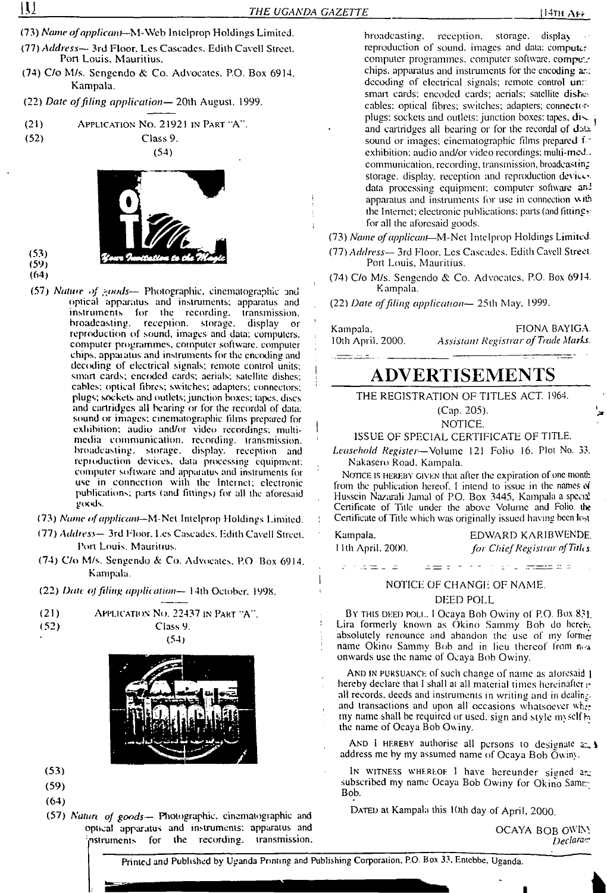(73) *Name of applicant*—M-Web Intelprop Holdings Limited.

(77) *Address*— 3rd Floor, Les Cascades, Edith Cavell Street, Port Louis, Mauritius.

(74) C/o M/s. Sengendo & Co. Advocates, P.O. Box 6914, Kampala.

(22) *Date of filing application*— 20th August, 1999.

(21) APPLICATION NO. 21921 IN PART "A".

(52) Class 9.

(54)

(53)

(59)

(64)

(57) *Nature of goods*— Photographic, cinematographic and optical apparatus and instruments; apparatus and instruments for the recording, transmission, broadcasting, reception, storage, display or reproduction of sound, images and data; computers, computer programmes, computer software, computer chips, apparatus and instruments for the encoding and decoding of electrical signals; remote control units; smart cards; encoded cards; aerials; satellite dishes; cables; optical fibres; switches; adapters; connectors; plugs; sockets and outlets; junction boxes; tapes, discs and cartridges all bearing or for the recordal of data, sound or images; cinematographic films prepared for exhibition; audio and/or video recordings; multi-media communication, recording, transmission, broadcasting, storage, display, reception and reproduction devices, data processing equipment; computer software and apparatus and instruments for use in connection with the Internet; electronic publications; parts (and fittings) for all the aforesaid goods.

(73) *Name of applicant*—M-Net Intelprop Holdings Limited.

(77) *Address*— 3rd Floor, Les Cascades, Edith Cavell Street, Port Louis, Mauritius.

(74) C/o M/s. Sengendo & Co. Advocates, P.O Box 6914, Kampala.

(22) *Date of filing application*— 14th October, 1998.

(21) APPLICATION NO. 22437 IN PART "A".

(52) Class 9.

(54)

(53)

(59)

(64)

(57) *Nature of goods*— Photographic, cinematographic and optical apparatus and instruments; apparatus and instruments for the recording, transmission, broadcasting, reception, storage, display or reproduction of sound, images and data; computers, computer programmes, computer software, computer chips, apparatus and instruments for the encoding and decoding of electrical signals; remote control units; smart cards; encoded cards; aerials; satellite dishes; cables; optical fibres; switches; adapters; connectors; plugs; sockets and outlets; junction boxes; tapes, discs and cartridges all bearing or for the recordal of data, sound or images; cinematographic films prepared for exhibition; audio and/or video recordings; multi-media communication, recording, transmission, broadcasting, storage, display, reception and reproduction devices, data processing equipment; computer software and apparatus and instruments for use in connection with the Internet; electronic publications; parts (and fittings) for all the aforesaid goods.

(73) *Name of applicant*—M-Net Intelprop Holdings Limited.

(77) *Address*— 3rd Floor, Les Cascades, Edith Cavell Street, Port Louis, Mauritius.

(74) C/o M/s. Sengendo & Co. Advocates, P.O. Box 6914, Kampala.

(22) *Date of filing application*— 25th May, 1999.

Kampala, 10th April, 2000.

FIONA BAYIGA, *Assistant Registrar of Trade Marks.*

# ADVERTISEMENTS

THE REGISTRATION OF TITLES ACT, 1964.

(Cap. 205).

NOTICE.

ISSUE OF SPECIAL CERTIFICATE OF TITLE.

*Leasehold Register*—Volume 121 Folio 16, Plot No. 33, Nakasero Road, Kampala.

NOTICE IS HEREBY GIVEN that after the expiration of one month from the publication hereof, I intend to issue in the names of Hussein Nazarali Jamal of P.O. Box 3445, Kampala a special Certificate of Title under the above Volume and Folio, the Certificate of Title which was originally issued having been lost.

Kampala, 11th April, 2000.

EDWARD KARIBWENDE, *for Chief Registrar of Titles.*

NOTICE OF CHANGE OF NAME.

DEED POLL

BY THIS DEED POLL, I Ocaya Bob Owiny of P.O. Box 831, Lira formerly known as Okino Sammy Bob do hereby absolutely renounce and abandon the use of my former name Okino Sammy Bob and in lieu thereof from now onwards use the name of Ocaya Bob Owiny.

AND IN PURSUANCE of such change of name as aforesaid I hereby declare that I shall at all material times hereinafter in all records, deeds and instruments in writing and in dealings and transactions and upon all occasions whatsoever where my name shall be required or used, sign and style myself by the name of Ocaya Bob Owiny.

AND I HEREBY authorise all persons to designate and address me by my assumed name of Ocaya Bob Owiny.

IN WITNESS WHEREOF I have hereunder signed and subscribed my name Ocaya Bob Owiny for Okino Sammy Bob.

DATED at Kampala this 10th day of April, 2000.

OCAYA BOB OWINY *Declarant*

Printed and Published by Uganda Printing and Publishing Corporation, P.O. Box 33, Entebbe, Uganda.